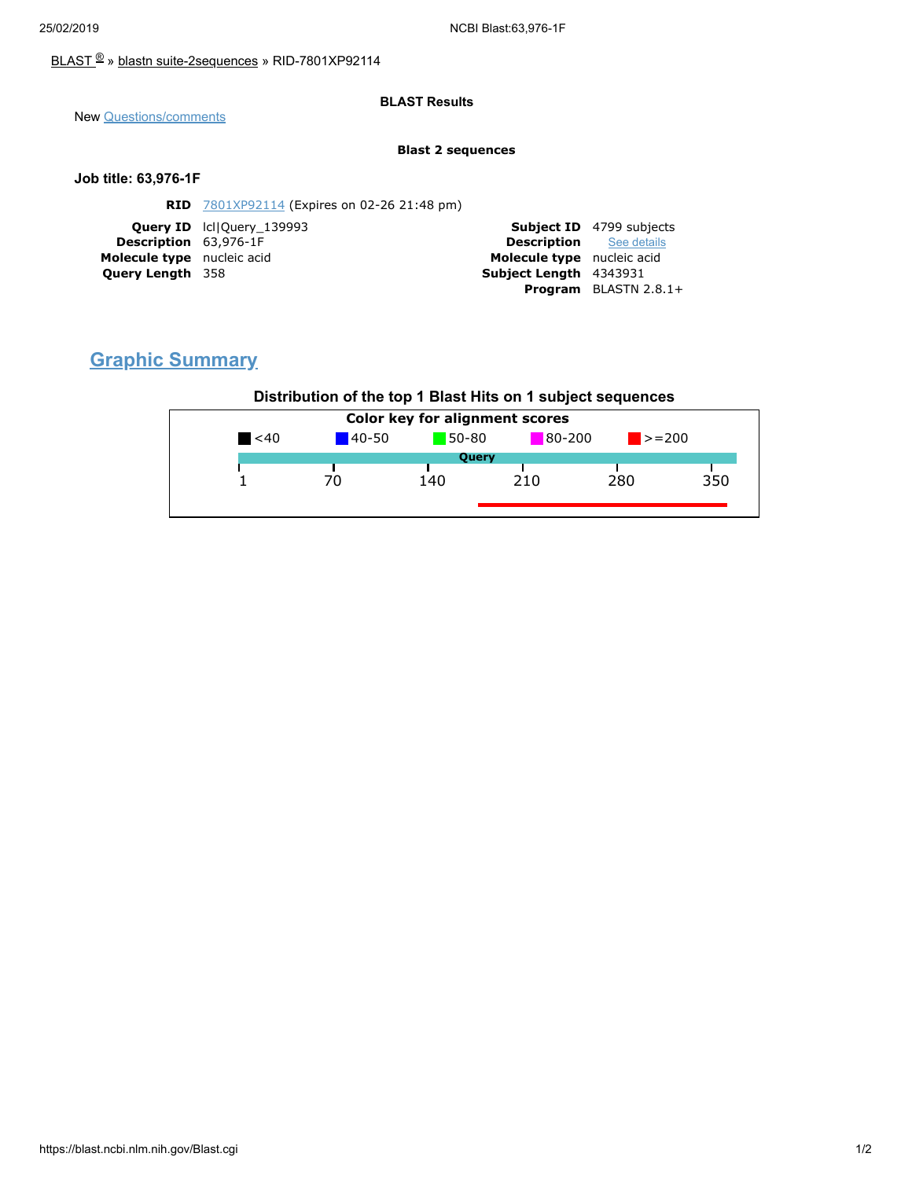BLAST ® » blastn suite-2sequences » RID-7801XP92114

**BLAST Results**

New Questions/comments

**Blast 2 sequences**

### Job title: 63,976-1F

**RID** 7801XP92114 (Expires on 02-26 21:48 pm)

| | | | |
|---|---|---|---|
| **Query ID** | lcl\|Query_139993 | **Subject ID** | 4799 subjects |
| **Description** | 63,976-1F | **Description** | See details |
| **Molecule type** | nucleic acid | **Molecule type** | nucleic acid |
| **Query Length** | 358 | **Subject Length** | 4343931 |
| | | **Program** | BLASTN 2.8.1+ |

## Graphic Summary

**Distribution of the top 1 Blast Hits on 1 subject sequences**

**Color key for alignment scores**

<40 | 40-50 | 50-80 | 80-200 | >=200

Query

1 | 70 | 140 | 210 | 280 | 350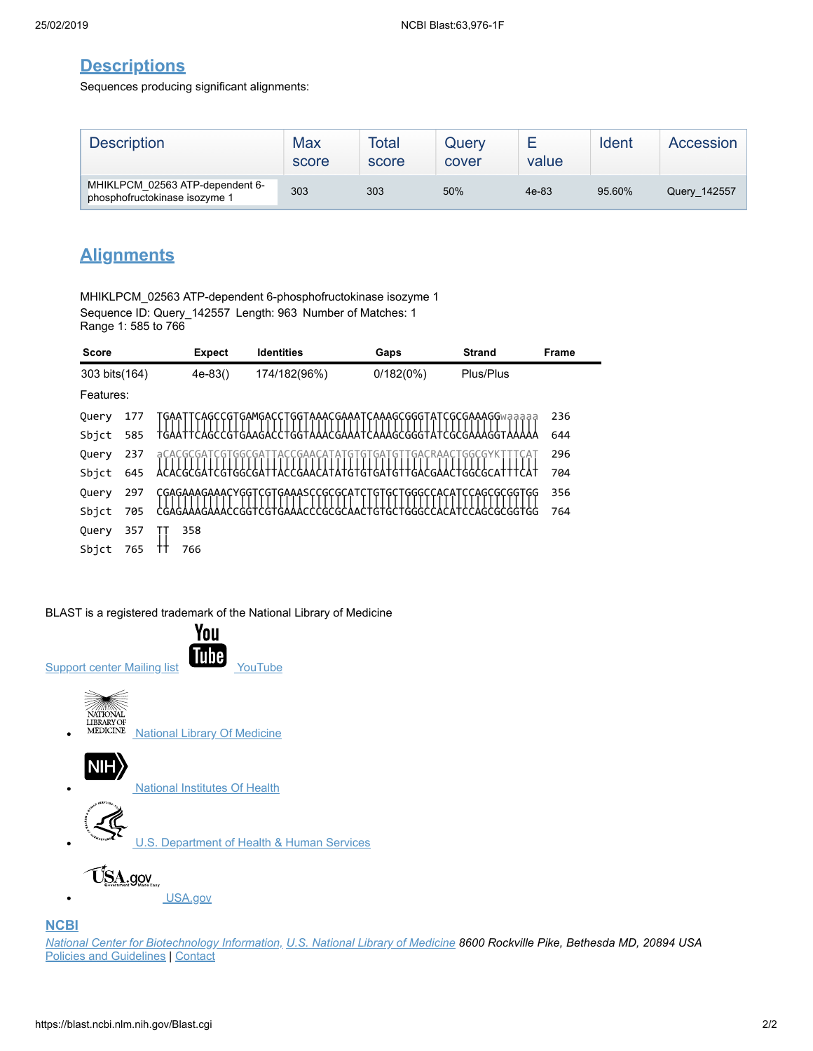## Descriptions

Sequences producing significant alignments:

| Description | Max score | Total score | Query cover | E value | Ident | Accession |
|---|---|---|---|---|---|---|
| MHIKLPCM_02563 ATP-dependent 6-phosphofructokinase isozyme 1 | 303 | 303 | 50% | 4e-83 | 95.60% | Query_142557 |

## Alignments

MHIKLPCM_02563 ATP-dependent 6-phosphofructokinase isozyme 1
Sequence ID: Query_142557 Length: 963 Number of Matches: 1
Range 1: 585 to 766

| Score | Expect | Identities | Gaps | Strand | Frame |
|---|---|---|---|---|---|
| 303 bits(164) | 4e-83() | 174/182(96%) | 0/182(0%) | Plus/Plus | |

Features:

```
Query  177   TGAATTCAGCCGTGAMGACCTGGTAAACGAAATCAAAGCGGGTATCGCGAAAGGwaaaaa  236
             |||||||||||||||| ||||||||||||||||||||||||||||||||||||| |||||
Sbjct  585   TGAATTCAGCCGTGAAGACCTGGTAAACGAAATCAAAGCGGGTATCGCGAAAGGTAAAAA  644

Query  237   aCACGCGATCGTGGCGATTACCGAACATATGTGTGATGTTGACRAACTGGCGYKTTTCAT  296
             |||||||||||||||||||||||||||||||||||||||||||| ||||||||  |||||
Sbjct  645   ACACGCGATCGTGGCGATTACCGAACATATGTGTGATGTTGACGAACTGGCGCATTTCAT  704

Query  297   CGAGAAAGAAACYGGTCGTGAAASCCGCGCATCTGTGCTGGGCCACATCCAGCGCGGTGG  356
             |||||||||||| |||||||||| |||||||| |||||||||||||||||||||||||||
Sbjct  705   CGAGAAAGAAACCGGTCGTGAAACCCGCGCAACTGTGCTGGGCCACATCCAGCGCGGTGG  764

Query  357   TT  358
             ||
Sbjct  765   TT  766
```

BLAST is a registered trademark of the National Library of Medicine

Support center Mailing list YouTube

- National Library Of Medicine
- National Institutes Of Health
- U.S. Department of Health & Human Services
- USA.gov

**NCBI**

*National Center for Biotechnology Information, U.S. National Library of Medicine 8600 Rockville Pike, Bethesda MD, 20894 USA*
Policies and Guidelines | Contact